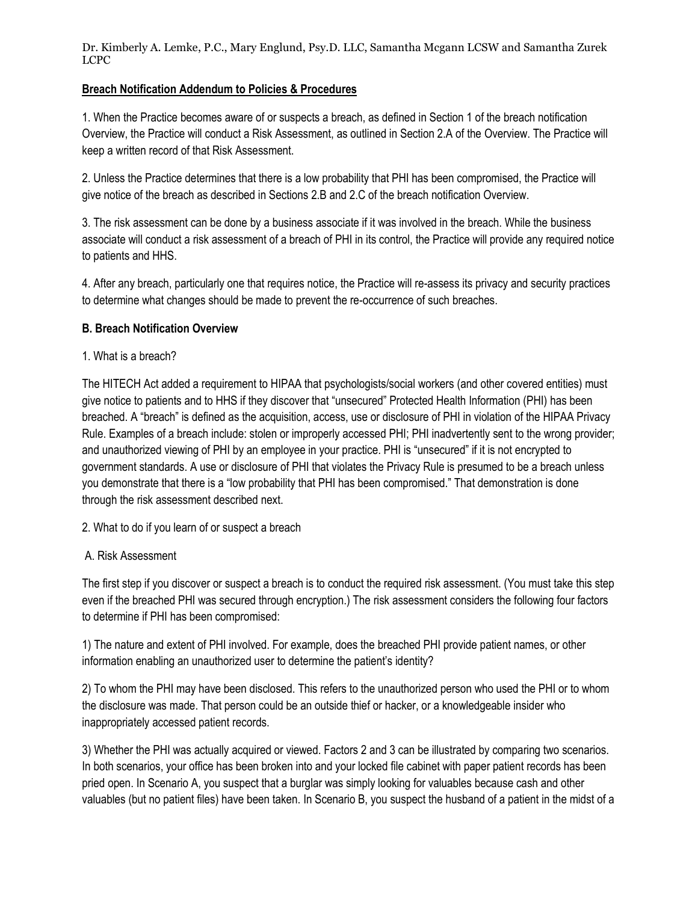Dr. Kimberly A. Lemke, P.C., Mary Englund, Psy.D. LLC, Samantha Mcgann LCSW and Samantha Zurek LCPC

**Breach Notification Addendum to Policies & Procedures**

1. When the Practice becomes aware of or suspects a breach, as defined in Section 1 of the breach notification Overview, the Practice will conduct a Risk Assessment, as outlined in Section 2.A of the Overview. The Practice will keep a written record of that Risk Assessment.

2. Unless the Practice determines that there is a low probability that PHI has been compromised, the Practice will give notice of the breach as described in Sections 2.B and 2.C of the breach notification Overview.

3. The risk assessment can be done by a business associate if it was involved in the breach. While the business associate will conduct a risk assessment of a breach of PHI in its control, the Practice will provide any required notice to patients and HHS.

4. After any breach, particularly one that requires notice, the Practice will re-assess its privacy and security practices to determine what changes should be made to prevent the re-occurrence of such breaches.

**B. Breach Notification Overview**

1. What is a breach?

The HITECH Act added a requirement to HIPAA that psychologists/social workers (and other covered entities) must give notice to patients and to HHS if they discover that "unsecured" Protected Health Information (PHI) has been breached. A "breach" is defined as the acquisition, access, use or disclosure of PHI in violation of the HIPAA Privacy Rule. Examples of a breach include: stolen or improperly accessed PHI; PHI inadvertently sent to the wrong provider; and unauthorized viewing of PHI by an employee in your practice. PHI is "unsecured" if it is not encrypted to government standards. A use or disclosure of PHI that violates the Privacy Rule is presumed to be a breach unless you demonstrate that there is a "low probability that PHI has been compromised." That demonstration is done through the risk assessment described next.

2. What to do if you learn of or suspect a breach

A. Risk Assessment

The first step if you discover or suspect a breach is to conduct the required risk assessment. (You must take this step even if the breached PHI was secured through encryption.) The risk assessment considers the following four factors to determine if PHI has been compromised:

1) The nature and extent of PHI involved. For example, does the breached PHI provide patient names, or other information enabling an unauthorized user to determine the patient's identity?

2) To whom the PHI may have been disclosed. This refers to the unauthorized person who used the PHI or to whom the disclosure was made. That person could be an outside thief or hacker, or a knowledgeable insider who inappropriately accessed patient records.

3) Whether the PHI was actually acquired or viewed. Factors 2 and 3 can be illustrated by comparing two scenarios. In both scenarios, your office has been broken into and your locked file cabinet with paper patient records has been pried open. In Scenario A, you suspect that a burglar was simply looking for valuables because cash and other valuables (but no patient files) have been taken. In Scenario B, you suspect the husband of a patient in the midst of a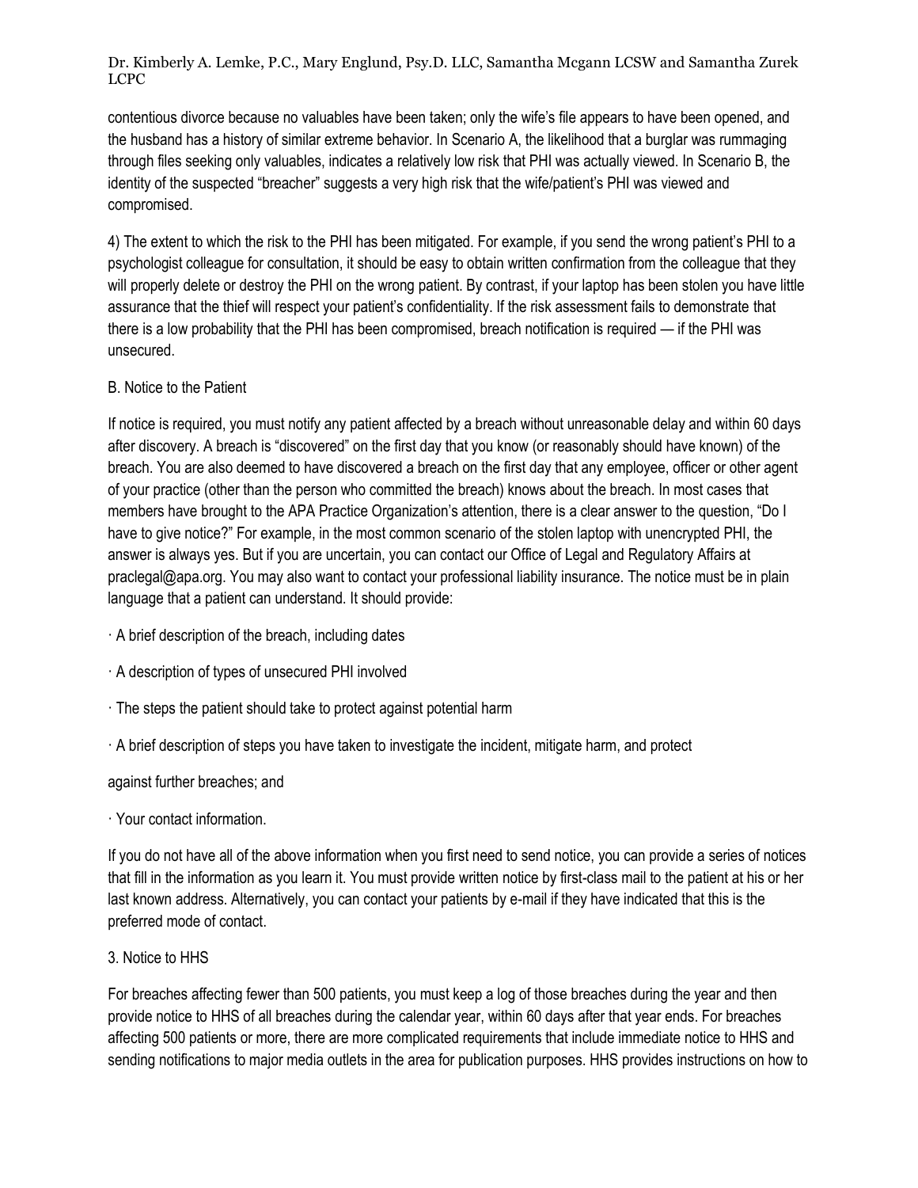contentious divorce because no valuables have been taken; only the wife's file appears to have been opened, and the husband has a history of similar extreme behavior. In Scenario A, the likelihood that a burglar was rummaging through files seeking only valuables, indicates a relatively low risk that PHI was actually viewed. In Scenario B, the identity of the suspected "breacher" suggests a very high risk that the wife/patient's PHI was viewed and compromised.

4) The extent to which the risk to the PHI has been mitigated. For example, if you send the wrong patient's PHI to a psychologist colleague for consultation, it should be easy to obtain written confirmation from the colleague that they will properly delete or destroy the PHI on the wrong patient. By contrast, if your laptop has been stolen you have little assurance that the thief will respect your patient's confidentiality. If the risk assessment fails to demonstrate that there is a low probability that the PHI has been compromised, breach notification is required — if the PHI was unsecured.

B. Notice to the Patient

If notice is required, you must notify any patient affected by a breach without unreasonable delay and within 60 days after discovery. A breach is "discovered" on the first day that you know (or reasonably should have known) of the breach. You are also deemed to have discovered a breach on the first day that any employee, officer or other agent of your practice (other than the person who committed the breach) knows about the breach. In most cases that members have brought to the APA Practice Organization's attention, there is a clear answer to the question, "Do I have to give notice?" For example, in the most common scenario of the stolen laptop with unencrypted PHI, the answer is always yes. But if you are uncertain, you can contact our Office of Legal and Regulatory Affairs at praclegal@apa.org. You may also want to contact your professional liability insurance. The notice must be in plain language that a patient can understand. It should provide:

· A brief description of the breach, including dates

· A description of types of unsecured PHI involved

· The steps the patient should take to protect against potential harm

· A brief description of steps you have taken to investigate the incident, mitigate harm, and protect

against further breaches; and

· Your contact information.

If you do not have all of the above information when you first need to send notice, you can provide a series of notices that fill in the information as you learn it. You must provide written notice by first-class mail to the patient at his or her last known address. Alternatively, you can contact your patients by e-mail if they have indicated that this is the preferred mode of contact.

3. Notice to HHS

For breaches affecting fewer than 500 patients, you must keep a log of those breaches during the year and then provide notice to HHS of all breaches during the calendar year, within 60 days after that year ends. For breaches affecting 500 patients or more, there are more complicated requirements that include immediate notice to HHS and sending notifications to major media outlets in the area for publication purposes. HHS provides instructions on how to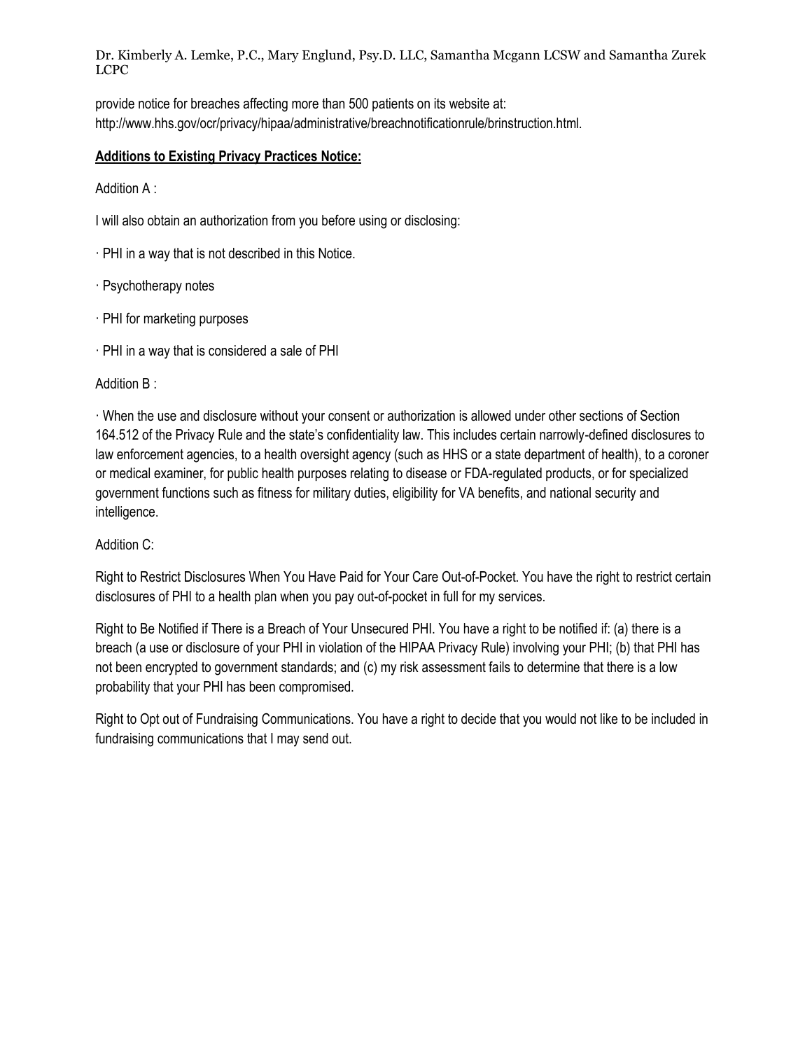provide notice for breaches affecting more than 500 patients on its website at: http://www.hhs.gov/ocr/privacy/hipaa/administrative/breachnotificationrule/brinstruction.html.

**Additions to Existing Privacy Practices Notice:**

Addition A :

I will also obtain an authorization from you before using or disclosing:

· PHI in a way that is not described in this Notice.

· Psychotherapy notes

· PHI for marketing purposes

· PHI in a way that is considered a sale of PHI

Addition B :

· When the use and disclosure without your consent or authorization is allowed under other sections of Section 164.512 of the Privacy Rule and the state's confidentiality law. This includes certain narrowly-defined disclosures to law enforcement agencies, to a health oversight agency (such as HHS or a state department of health), to a coroner or medical examiner, for public health purposes relating to disease or FDA-regulated products, or for specialized government functions such as fitness for military duties, eligibility for VA benefits, and national security and intelligence.

Addition C:

Right to Restrict Disclosures When You Have Paid for Your Care Out-of-Pocket. You have the right to restrict certain disclosures of PHI to a health plan when you pay out-of-pocket in full for my services.

Right to Be Notified if There is a Breach of Your Unsecured PHI. You have a right to be notified if: (a) there is a breach (a use or disclosure of your PHI in violation of the HIPAA Privacy Rule) involving your PHI; (b) that PHI has not been encrypted to government standards; and (c) my risk assessment fails to determine that there is a low probability that your PHI has been compromised.

Right to Opt out of Fundraising Communications. You have a right to decide that you would not like to be included in fundraising communications that I may send out.